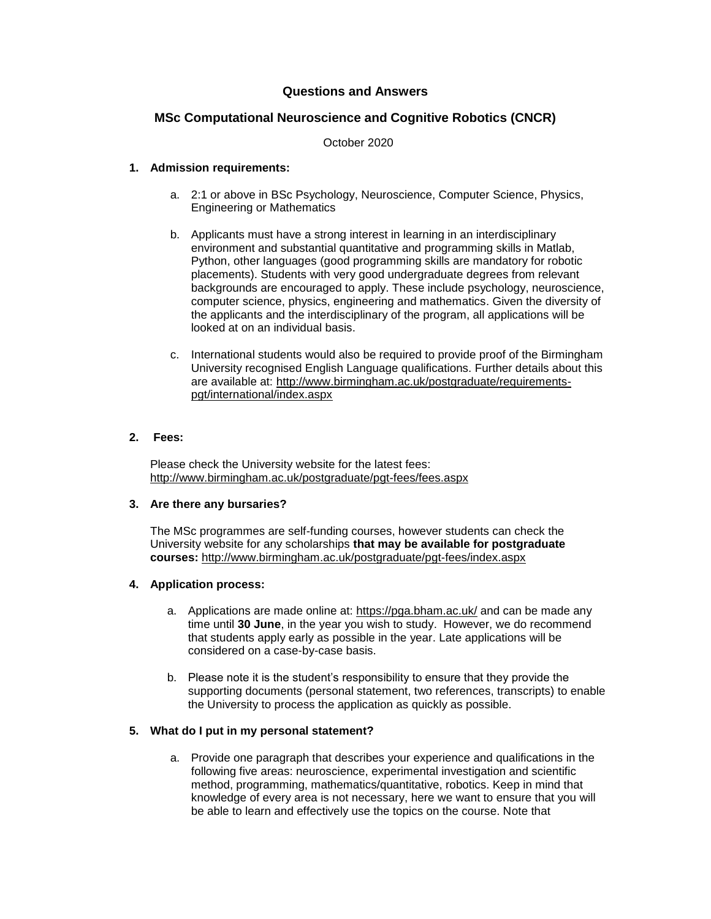# Questions and Answers

## MSc Computational Neuroscience and Cognitive Robotics (CNCR)

October 2020

1. **Admission requirements:**

   a. 2:1 or above in BSc Psychology, Neuroscience, Computer Science, Physics, Engineering or Mathematics

   b. Applicants must have a strong interest in learning in an interdisciplinary environment and substantial quantitative and programming skills in Matlab, Python, other languages (good programming skills are mandatory for robotic placements). Students with very good undergraduate degrees from relevant backgrounds are encouraged to apply. These include psychology, neuroscience, computer science, physics, engineering and mathematics. Given the diversity of the applicants and the interdisciplinary of the program, all applications will be looked at on an individual basis.

   c. International students would also be required to provide proof of the Birmingham University recognised English Language qualifications. Further details about this are available at: http://www.birmingham.ac.uk/postgraduate/requirements-pgt/international/index.aspx

2. **Fees:**

   Please check the University website for the latest fees: http://www.birmingham.ac.uk/postgraduate/pgt-fees/fees.aspx

3. **Are there any bursaries?**

   The MSc programmes are self-funding courses, however students can check the University website for any scholarships **that may be available for postgraduate courses:** http://www.birmingham.ac.uk/postgraduate/pgt-fees/index.aspx

4. **Application process:**

   a. Applications are made online at: https://pga.bham.ac.uk/ and can be made any time until **30 June**, in the year you wish to study. However, we do recommend that students apply early as possible in the year. Late applications will be considered on a case-by-case basis.

   b. Please note it is the student's responsibility to ensure that they provide the supporting documents (personal statement, two references, transcripts) to enable the University to process the application as quickly as possible.

5. **What do I put in my personal statement?**

   a. Provide one paragraph that describes your experience and qualifications in the following five areas: neuroscience, experimental investigation and scientific method, programming, mathematics/quantitative, robotics. Keep in mind that knowledge of every area is not necessary, here we want to ensure that you will be able to learn and effectively use the topics on the course. Note that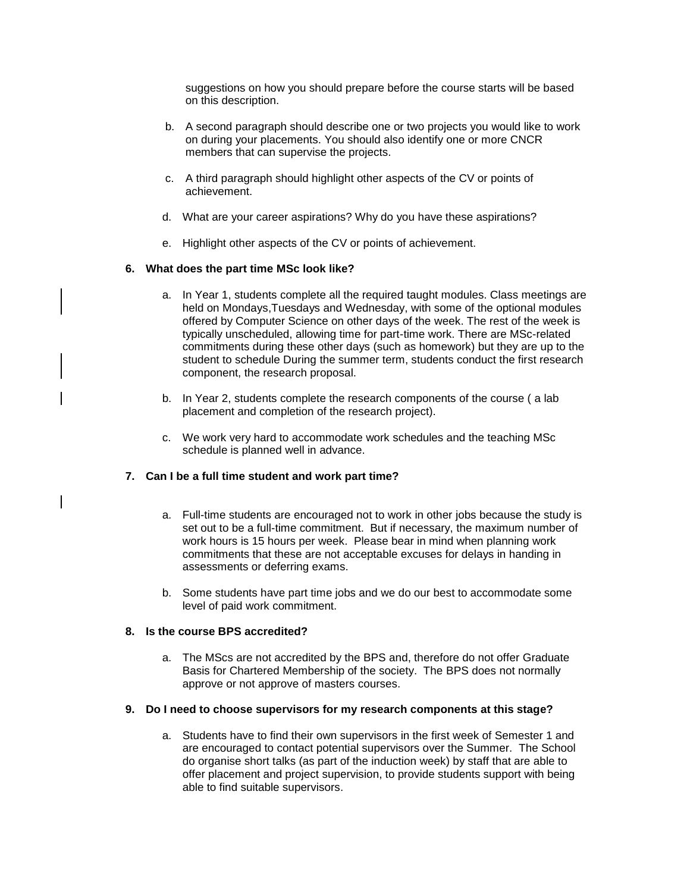suggestions on how you should prepare before the course starts will be based on this description.

b. A second paragraph should describe one or two projects you would like to work on during your placements. You should also identify one or more CNCR members that can supervise the projects.

c. A third paragraph should highlight other aspects of the CV or points of achievement.

d. What are your career aspirations? Why do you have these aspirations?

e. Highlight other aspects of the CV or points of achievement.

**6. What does the part time MSc look like?**

a. In Year 1, students complete all the required taught modules. Class meetings are held on Mondays,Tuesdays and Wednesday, with some of the optional modules offered by Computer Science on other days of the week. The rest of the week is typically unscheduled, allowing time for part-time work. There are MSc-related commitments during these other days (such as homework) but they are up to the student to schedule During the summer term, students conduct the first research component, the research proposal.

b. In Year 2, students complete the research components of the course ( a lab placement and completion of the research project).

c. We work very hard to accommodate work schedules and the teaching MSc schedule is planned well in advance.

**7. Can I be a full time student and work part time?**

a. Full-time students are encouraged not to work in other jobs because the study is set out to be a full-time commitment. But if necessary, the maximum number of work hours is 15 hours per week. Please bear in mind when planning work commitments that these are not acceptable excuses for delays in handing in assessments or deferring exams.

b. Some students have part time jobs and we do our best to accommodate some level of paid work commitment.

**8. Is the course BPS accredited?**

a. The MScs are not accredited by the BPS and, therefore do not offer Graduate Basis for Chartered Membership of the society. The BPS does not normally approve or not approve of masters courses.

**9. Do I need to choose supervisors for my research components at this stage?**

a. Students have to find their own supervisors in the first week of Semester 1 and are encouraged to contact potential supervisors over the Summer. The School do organise short talks (as part of the induction week) by staff that are able to offer placement and project supervision, to provide students support with being able to find suitable supervisors.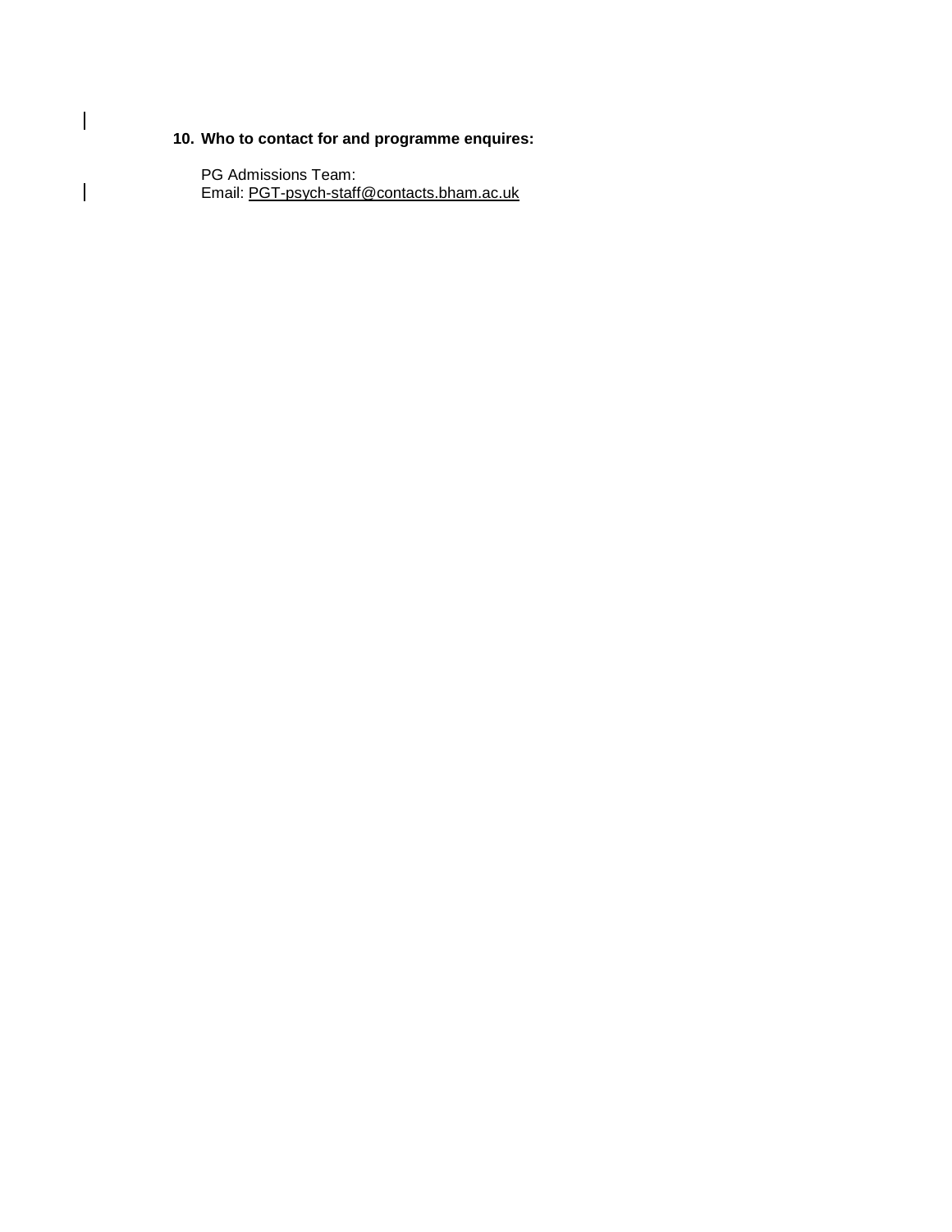**10. Who to contact for and programme enquires:**

PG Admissions Team:
Email: PGT-psych-staff@contacts.bham.ac.uk